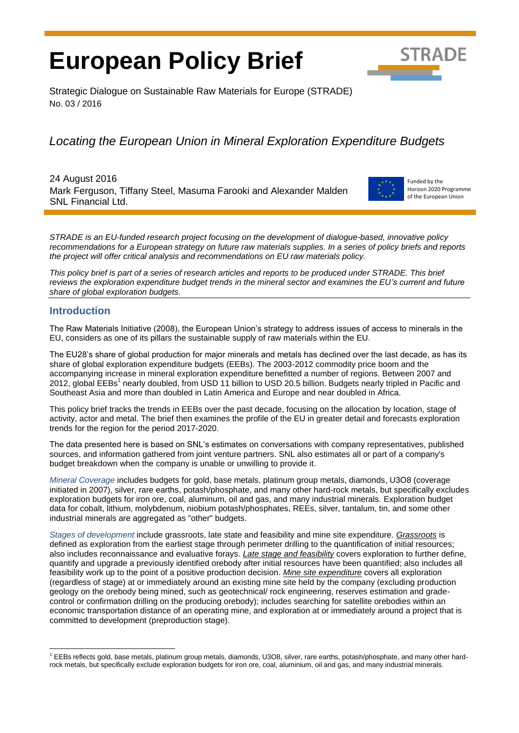# European Policy Brief

Strategic Dialogue on Sustainable Raw Materials for Europe (STRADE)
No. 03 / 2016

*Locating the European Union in Mineral Exploration Expenditure Budgets*

24 August 2016
Mark Ferguson, Tiffany Steel, Masuma Farooki and Alexander Malden
SNL Financial Ltd.

Funded by the Horizon 2020 Programme of the European Union

*STRADE is an EU-funded research project focusing on the development of dialogue-based, innovative policy recommendations for a European strategy on future raw materials supplies. In a series of policy briefs and reports the project will offer critical analysis and recommendations on EU raw materials policy.*

*This policy brief is part of a series of research articles and reports to be produced under STRADE. This brief reviews the exploration expenditure budget trends in the mineral sector and examines the EU's current and future share of global exploration budgets.*

## Introduction

The Raw Materials Initiative (2008), the European Union's strategy to address issues of access to minerals in the EU, considers as one of its pillars the sustainable supply of raw materials within the EU.

The EU28's share of global production for major minerals and metals has declined over the last decade, as has its share of global exploration expenditure budgets (EEBs). The 2003-2012 commodity price boom and the accompanying increase in mineral exploration expenditure benefitted a number of regions. Between 2007 and 2012, global EEBs[1] nearly doubled, from USD 11 billion to USD 20.5 billion. Budgets nearly tripled in Pacific and Southeast Asia and more than doubled in Latin America and Europe and near doubled in Africa.

This policy brief tracks the trends in EEBs over the past decade, focusing on the allocation by location, stage of activity, actor and metal. The brief then examines the profile of the EU in greater detail and forecasts exploration trends for the region for the period 2017-2020.

The data presented here is based on SNL's estimates on conversations with company representatives, published sources, and information gathered from joint venture partners. SNL also estimates all or part of a company's budget breakdown when the company is unable or unwilling to provide it.

*Mineral Coverage* includes budgets for gold, base metals, platinum group metals, diamonds, U3O8 (coverage initiated in 2007), silver, rare earths, potash/phosphate, and many other hard-rock metals, but specifically excludes exploration budgets for iron ore, coal, aluminum, oil and gas, and many industrial minerals. Exploration budget data for cobalt, lithium, molybdenum, niobium potash/phosphates, REEs, silver, tantalum, tin, and some other industrial minerals are aggregated as "other" budgets.

*Stages of development* include grassroots, late state and feasibility and mine site expenditure. *Grassroots* is defined as exploration from the earliest stage through perimeter drilling to the quantification of initial resources; also includes reconnaissance and evaluative forays. *Late stage and feasibility* covers exploration to further define, quantify and upgrade a previously identified orebody after initial resources have been quantified; also includes all feasibility work up to the point of a positive production decision. *Mine site expenditure* covers all exploration (regardless of stage) at or immediately around an existing mine site held by the company (excluding production geology on the orebody being mined, such as geotechnical/ rock engineering, reserves estimation and grade-control or confirmation drilling on the producing orebody); includes searching for satellite orebodies within an economic transportation distance of an operating mine, and exploration at or immediately around a project that is committed to development (preproduction stage).

---

[1] EEBs reflects gold, base metals, platinum group metals, diamonds, U3O8, silver, rare earths, potash/phosphate, and many other hard-rock metals, but specifically exclude exploration budgets for iron ore, coal, aluminium, oil and gas, and many industrial minerals.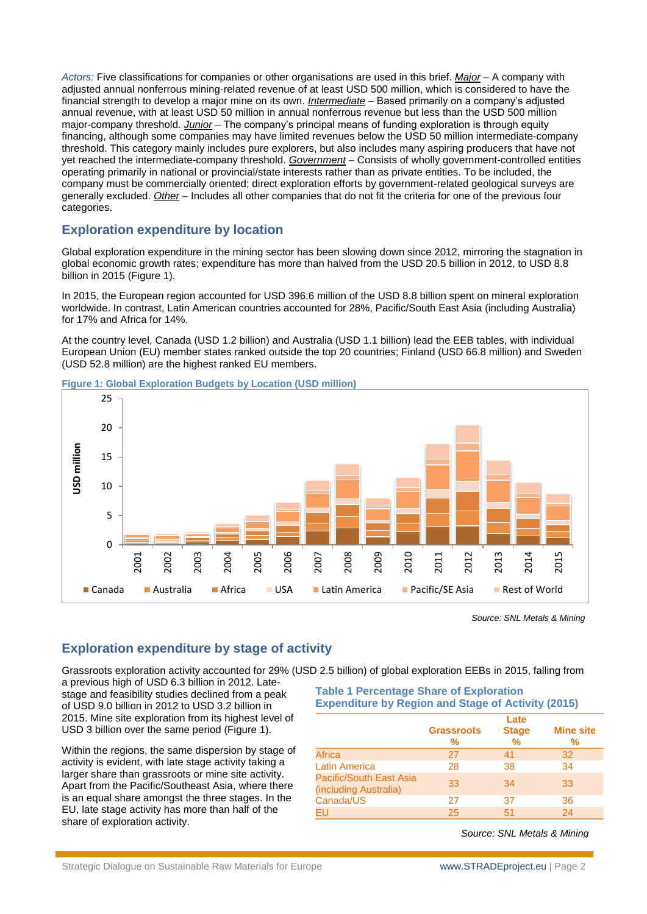*Actors:* Five classifications for companies or other organisations are used in this brief. ***Major*** – A company with adjusted annual nonferrous mining-related revenue of at least USD 500 million, which is considered to have the financial strength to develop a major mine on its own. ***Intermediate*** – Based primarily on a company's adjusted annual revenue, with at least USD 50 million in annual nonferrous revenue but less than the USD 500 million major-company threshold. ***Junior*** – The company's principal means of funding exploration is through equity financing, although some companies may have limited revenues below the USD 50 million intermediate-company threshold. This category mainly includes pure explorers, but also includes many aspiring producers that have not yet reached the intermediate-company threshold. ***Government*** – Consists of wholly government-controlled entities operating primarily in national or provincial/state interests rather than as private entities. To be included, the company must be commercially oriented; direct exploration efforts by government-related geological surveys are generally excluded. ***Other*** – Includes all other companies that do not fit the criteria for one of the previous four categories.

## Exploration expenditure by location

Global exploration expenditure in the mining sector has been slowing down since 2012, mirroring the stagnation in global economic growth rates; expenditure has more than halved from the USD 20.5 billion in 2012, to USD 8.8 billion in 2015 (Figure 1).

In 2015, the European region accounted for USD 396.6 million of the USD 8.8 billion spent on mineral exploration worldwide. In contrast, Latin American countries accounted for 28%, Pacific/South East Asia (including Australia) for 17% and Africa for 14%.

At the country level, Canada (USD 1.2 billion) and Australia (USD 1.1 billion) lead the EEB tables, with individual European Union (EU) member states ranked outside the top 20 countries; Finland (USD 66.8 million) and Sweden (USD 52.8 million) are the highest ranked EU members.

**Figure 1: Global Exploration Budgets by Location (USD million)**

Source: SNL Metals & Mining

## Exploration expenditure by stage of activity

Grassroots exploration activity accounted for 29% (USD 2.5 billion) of global exploration EEBs in 2015, falling from a previous high of USD 6.3 billion in 2012. Late-stage and feasibility studies declined from a peak of USD 9.0 billion in 2012 to USD 3.2 billion in 2015. Mine site exploration from its highest level of USD 3 billion over the same period (Figure 1).

Within the regions, the same dispersion by stage of activity is evident, with late stage activity taking a larger share than grassroots or mine site activity. Apart from the Pacific/Southeast Asia, where there is an equal share amongst the three stages. In the EU, late stage activity has more than half of the share of exploration activity.

**Table 1 Percentage Share of Exploration Expenditure by Region and Stage of Activity (2015)**

| | Grassroots % | Late Stage % | Mine site % |
|---|---|---|---|
| Africa | 27 | 41 | 32 |
| Latin America | 28 | 38 | 34 |
| Pacific/South East Asia (including Australia) | 33 | 34 | 33 |
| Canada/US | 27 | 37 | 36 |
| EU | 25 | 51 | 24 |

*Source: SNL Metals & Mining*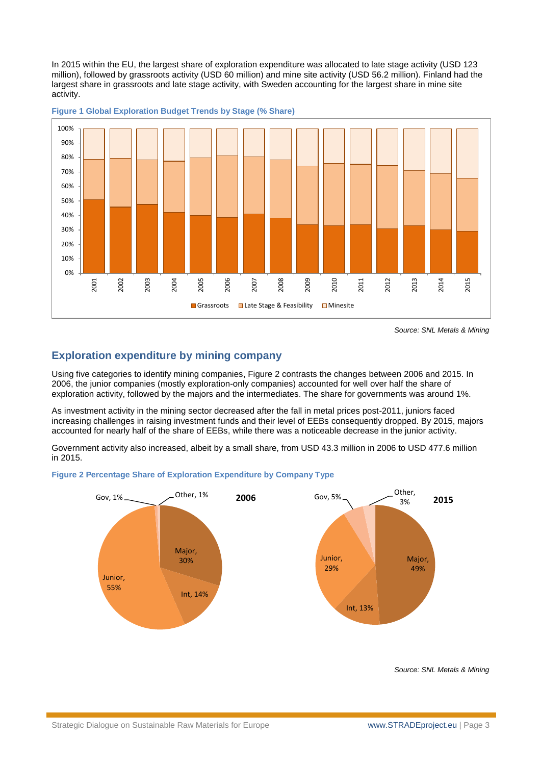In 2015 within the EU, the largest share of exploration expenditure was allocated to late stage activity (USD 123 million), followed by grassroots activity (USD 60 million) and mine site activity (USD 56.2 million). Finland had the largest share in grassroots and late stage activity, with Sweden accounting for the largest share in mine site activity.

**Figure 1 Global Exploration Budget Trends by Stage (% Share)**

*Source: SNL Metals & Mining*

## Exploration expenditure by mining company

Using five categories to identify mining companies, Figure 2 contrasts the changes between 2006 and 2015. In 2006, the junior companies (mostly exploration-only companies) accounted for well over half the share of exploration activity, followed by the majors and the intermediates. The share for governments was around 1%.

As investment activity in the mining sector decreased after the fall in metal prices post-2011, juniors faced increasing challenges in raising investment funds and their level of EEBs consequently dropped. By 2015, majors accounted for nearly half of the share of EEBs, while there was a noticeable decrease in the junior activity.

Government activity also increased, albeit by a small share, from USD 43.3 million in 2006 to USD 477.6 million in 2015.

**Figure 2 Percentage Share of Exploration Expenditure by Company Type**

*Source: SNL Metals & Mining*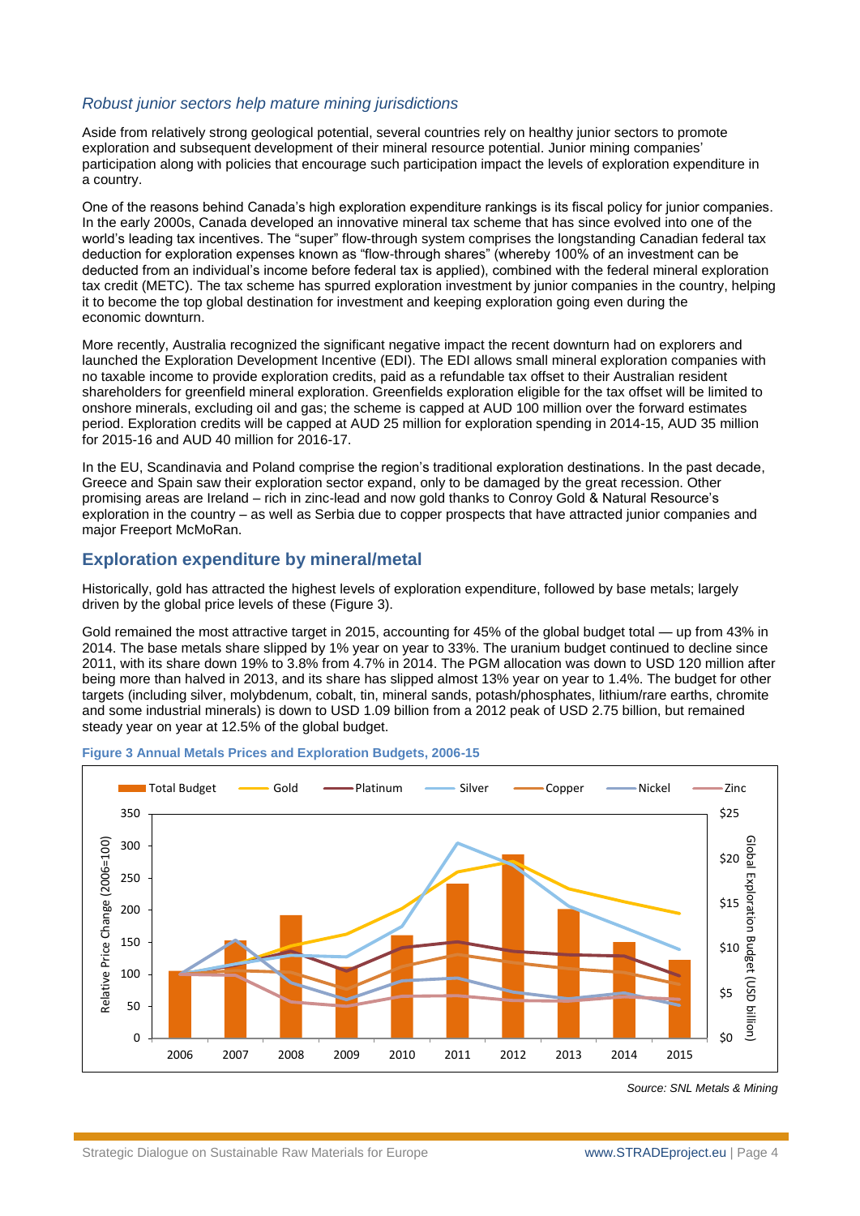*Robust junior sectors help mature mining jurisdictions*

Aside from relatively strong geological potential, several countries rely on healthy junior sectors to promote exploration and subsequent development of their mineral resource potential. Junior mining companies' participation along with policies that encourage such participation impact the levels of exploration expenditure in a country.

One of the reasons behind Canada's high exploration expenditure rankings is its fiscal policy for junior companies. In the early 2000s, Canada developed an innovative mineral tax scheme that has since evolved into one of the world's leading tax incentives. The "super" flow-through system comprises the longstanding Canadian federal tax deduction for exploration expenses known as "flow-through shares" (whereby 100% of an investment can be deducted from an individual's income before federal tax is applied), combined with the federal mineral exploration tax credit (METC). The tax scheme has spurred exploration investment by junior companies in the country, helping it to become the top global destination for investment and keeping exploration going even during the economic downturn.

More recently, Australia recognized the significant negative impact the recent downturn had on explorers and launched the Exploration Development Incentive (EDI). The EDI allows small mineral exploration companies with no taxable income to provide exploration credits, paid as a refundable tax offset to their Australian resident shareholders for greenfield mineral exploration. Greenfields exploration eligible for the tax offset will be limited to onshore minerals, excluding oil and gas; the scheme is capped at AUD 100 million over the forward estimates period. Exploration credits will be capped at AUD 25 million for exploration spending in 2014-15, AUD 35 million for 2015-16 and AUD 40 million for 2016-17.

In the EU, Scandinavia and Poland comprise the region's traditional exploration destinations. In the past decade, Greece and Spain saw their exploration sector expand, only to be damaged by the great recession. Other promising areas are Ireland – rich in zinc-lead and now gold thanks to Conroy Gold & Natural Resource's exploration in the country – as well as Serbia due to copper prospects that have attracted junior companies and major Freeport McMoRan.

## Exploration expenditure by mineral/metal

Historically, gold has attracted the highest levels of exploration expenditure, followed by base metals; largely driven by the global price levels of these (Figure 3).

Gold remained the most attractive target in 2015, accounting for 45% of the global budget total — up from 43% in 2014. The base metals share slipped by 1% year on year to 33%. The uranium budget continued to decline since 2011, with its share down 19% to 3.8% from 4.7% in 2014. The PGM allocation was down to USD 120 million after being more than halved in 2013, and its share has slipped almost 13% year on year to 1.4%. The budget for other targets (including silver, molybdenum, cobalt, tin, mineral sands, potash/phosphates, lithium/rare earths, chromite and some industrial minerals) is down to USD 1.09 billion from a 2012 peak of USD 2.75 billion, but remained steady year on year at 12.5% of the global budget.

**Figure 3 Annual Metals Prices and Exploration Budgets, 2006-15**

*Source: SNL Metals & Mining*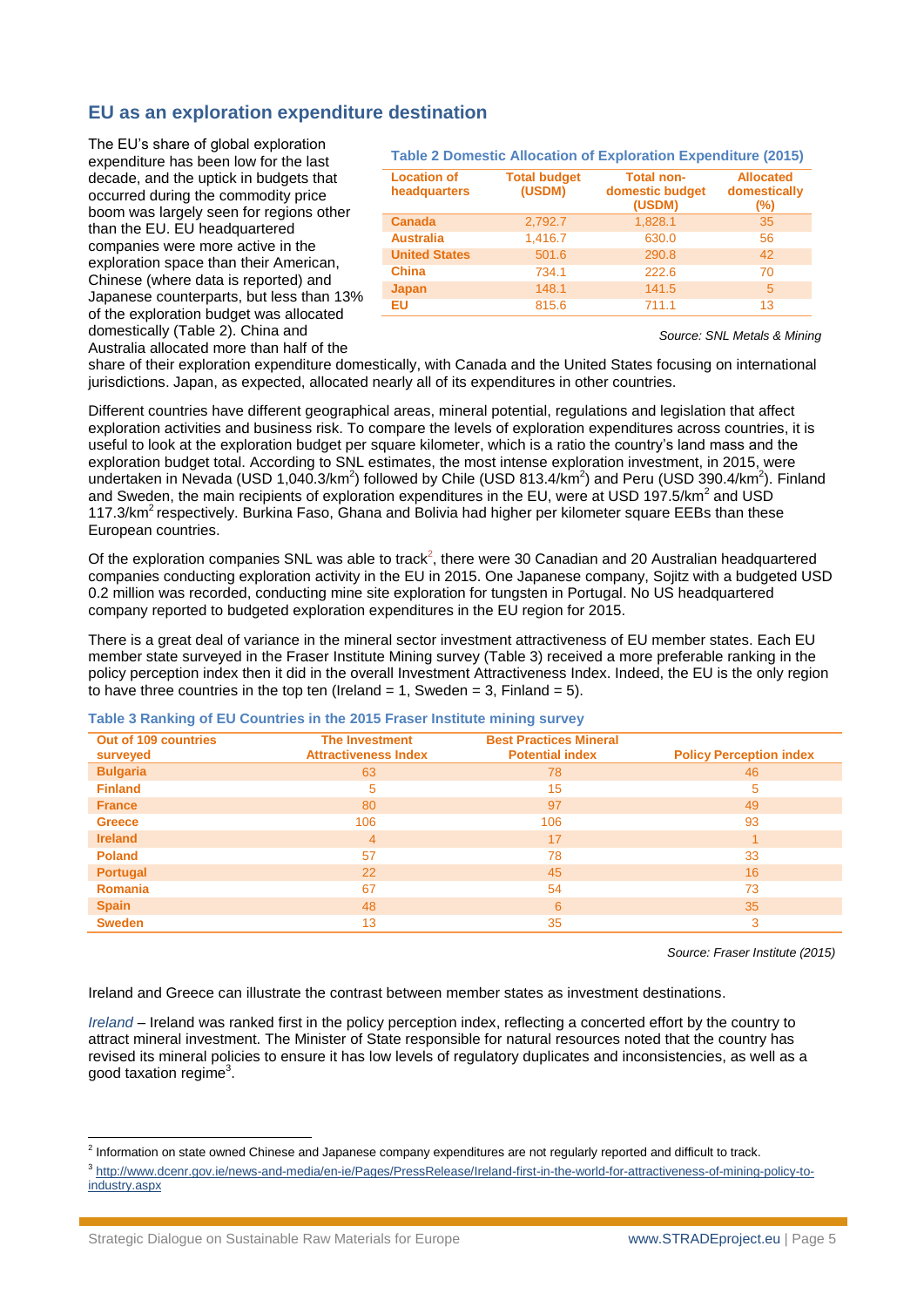## EU as an exploration expenditure destination

The EU's share of global exploration expenditure has been low for the last decade, and the uptick in budgets that occurred during the commodity price boom was largely seen for regions other than the EU. EU headquartered companies were more active in the exploration space than their American, Chinese (where data is reported) and Japanese counterparts, but less than 13% of the exploration budget was allocated domestically (Table 2). China and Australia allocated more than half of the share of their exploration expenditure domestically, with Canada and the United States focusing on international jurisdictions. Japan, as expected, allocated nearly all of its expenditures in other countries.

**Table 2 Domestic Allocation of Exploration Expenditure (2015)**

| Location of headquarters | Total budget (USDM) | Total non-domestic budget (USDM) | Allocated domestically (%) |
|---|---|---|---|
| Canada | 2,792.7 | 1,828.1 | 35 |
| Australia | 1,416.7 | 630.0 | 56 |
| United States | 501.6 | 290.8 | 42 |
| China | 734.1 | 222.6 | 70 |
| Japan | 148.1 | 141.5 | 5 |
| EU | 815.6 | 711.1 | 13 |

*Source: SNL Metals & Mining*

Different countries have different geographical areas, mineral potential, regulations and legislation that affect exploration activities and business risk. To compare the levels of exploration expenditures across countries, it is useful to look at the exploration budget per square kilometer, which is a ratio the country's land mass and the exploration budget total. According to SNL estimates, the most intense exploration investment, in 2015, were undertaken in Nevada (USD 1,040.3/km$^2$) followed by Chile (USD 813.4/km$^2$) and Peru (USD 390.4/km$^2$). Finland and Sweden, the main recipients of exploration expenditures in the EU, were at USD 197.5/km$^2$ and USD 117.3/km$^2$ respectively. Burkina Faso, Ghana and Bolivia had higher per kilometer square EEBs than these European countries.

Of the exploration companies SNL was able to track[2], there were 30 Canadian and 20 Australian headquartered companies conducting exploration activity in the EU in 2015. One Japanese company, Sojitz with a budgeted USD 0.2 million was recorded, conducting mine site exploration for tungsten in Portugal. No US headquartered company reported to budgeted exploration expenditures in the EU region for 2015.

There is a great deal of variance in the mineral sector investment attractiveness of EU member states. Each EU member state surveyed in the Fraser Institute Mining survey (Table 3) received a more preferable ranking in the policy perception index then it did in the overall Investment Attractiveness Index. Indeed, the EU is the only region to have three countries in the top ten (Ireland = 1, Sweden = 3, Finland = 5).

**Table 3 Ranking of EU Countries in the 2015 Fraser Institute mining survey**

| Out of 109 countries surveyed | The Investment Attractiveness Index | Best Practices Mineral Potential index | Policy Perception index |
|---|---|---|---|
| Bulgaria | 63 | 78 | 46 |
| Finland | 5 | 15 | 5 |
| France | 80 | 97 | 49 |
| Greece | 106 | 106 | 93 |
| Ireland | 4 | 17 | 1 |
| Poland | 57 | 78 | 33 |
| Portugal | 22 | 45 | 16 |
| Romania | 67 | 54 | 73 |
| Spain | 48 | 6 | 35 |
| Sweden | 13 | 35 | 3 |

*Source: Fraser Institute (2015)*

Ireland and Greece can illustrate the contrast between member states as investment destinations.

*Ireland* – Ireland was ranked first in the policy perception index, reflecting a concerted effort by the country to attract mineral investment. The Minister of State responsible for natural resources noted that the country has revised its mineral policies to ensure it has low levels of regulatory duplicates and inconsistencies, as well as a good taxation regime[3].

[2] Information on state owned Chinese and Japanese company expenditures are not regularly reported and difficult to track.

[3] http://www.dcenr.gov.ie/news-and-media/en-ie/Pages/PressRelease/Ireland-first-in-the-world-for-attractiveness-of-mining-policy-to-industry.aspx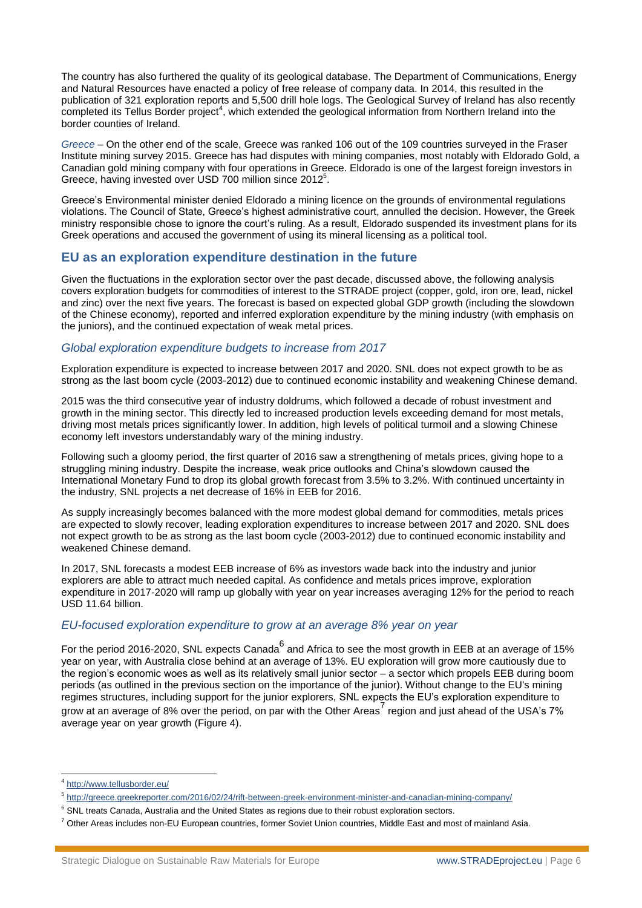The country has also furthered the quality of its geological database. The Department of Communications, Energy and Natural Resources have enacted a policy of free release of company data. In 2014, this resulted in the publication of 321 exploration reports and 5,500 drill hole logs. The Geological Survey of Ireland has also recently completed its Tellus Border project[4], which extended the geological information from Northern Ireland into the border counties of Ireland.

*Greece* – On the other end of the scale, Greece was ranked 106 out of the 109 countries surveyed in the Fraser Institute mining survey 2015. Greece has had disputes with mining companies, most notably with Eldorado Gold, a Canadian gold mining company with four operations in Greece. Eldorado is one of the largest foreign investors in Greece, having invested over USD 700 million since 2012[5].

Greece's Environmental minister denied Eldorado a mining licence on the grounds of environmental regulations violations. The Council of State, Greece's highest administrative court, annulled the decision. However, the Greek ministry responsible chose to ignore the court's ruling. As a result, Eldorado suspended its investment plans for its Greek operations and accused the government of using its mineral licensing as a political tool.

## EU as an exploration expenditure destination in the future

Given the fluctuations in the exploration sector over the past decade, discussed above, the following analysis covers exploration budgets for commodities of interest to the STRADE project (copper, gold, iron ore, lead, nickel and zinc) over the next five years. The forecast is based on expected global GDP growth (including the slowdown of the Chinese economy), reported and inferred exploration expenditure by the mining industry (with emphasis on the juniors), and the continued expectation of weak metal prices.

### *Global exploration expenditure budgets to increase from 2017*

Exploration expenditure is expected to increase between 2017 and 2020. SNL does not expect growth to be as strong as the last boom cycle (2003-2012) due to continued economic instability and weakening Chinese demand.

2015 was the third consecutive year of industry doldrums, which followed a decade of robust investment and growth in the mining sector. This directly led to increased production levels exceeding demand for most metals, driving most metals prices significantly lower. In addition, high levels of political turmoil and a slowing Chinese economy left investors understandably wary of the mining industry.

Following such a gloomy period, the first quarter of 2016 saw a strengthening of metals prices, giving hope to a struggling mining industry. Despite the increase, weak price outlooks and China's slowdown caused the International Monetary Fund to drop its global growth forecast from 3.5% to 3.2%. With continued uncertainty in the industry, SNL projects a net decrease of 16% in EEB for 2016.

As supply increasingly becomes balanced with the more modest global demand for commodities, metals prices are expected to slowly recover, leading exploration expenditures to increase between 2017 and 2020. SNL does not expect growth to be as strong as the last boom cycle (2003-2012) due to continued economic instability and weakened Chinese demand.

In 2017, SNL forecasts a modest EEB increase of 6% as investors wade back into the industry and junior explorers are able to attract much needed capital. As confidence and metals prices improve, exploration expenditure in 2017-2020 will ramp up globally with year on year increases averaging 12% for the period to reach USD 11.64 billion.

### *EU-focused exploration expenditure to grow at an average 8% year on year*

For the period 2016-2020, SNL expects Canada[6] and Africa to see the most growth in EEB at an average of 15% year on year, with Australia close behind at an average of 13%. EU exploration will grow more cautiously due to the region's economic woes as well as its relatively small junior sector – a sector which propels EEB during boom periods (as outlined in the previous section on the importance of the junior). Without change to the EU's mining regimes structures, including support for the junior explorers, SNL expects the EU's exploration expenditure to grow at an average of 8% over the period, on par with the Other Areas[7] region and just ahead of the USA's 7% average year on year growth (Figure 4).

---

[4] http://www.tellusborder.eu/

[5] http://greece.greekreporter.com/2016/02/24/rift-between-greek-environment-minister-and-canadian-mining-company/

[6] SNL treats Canada, Australia and the United States as regions due to their robust exploration sectors.

[7] Other Areas includes non-EU European countries, former Soviet Union countries, Middle East and most of mainland Asia.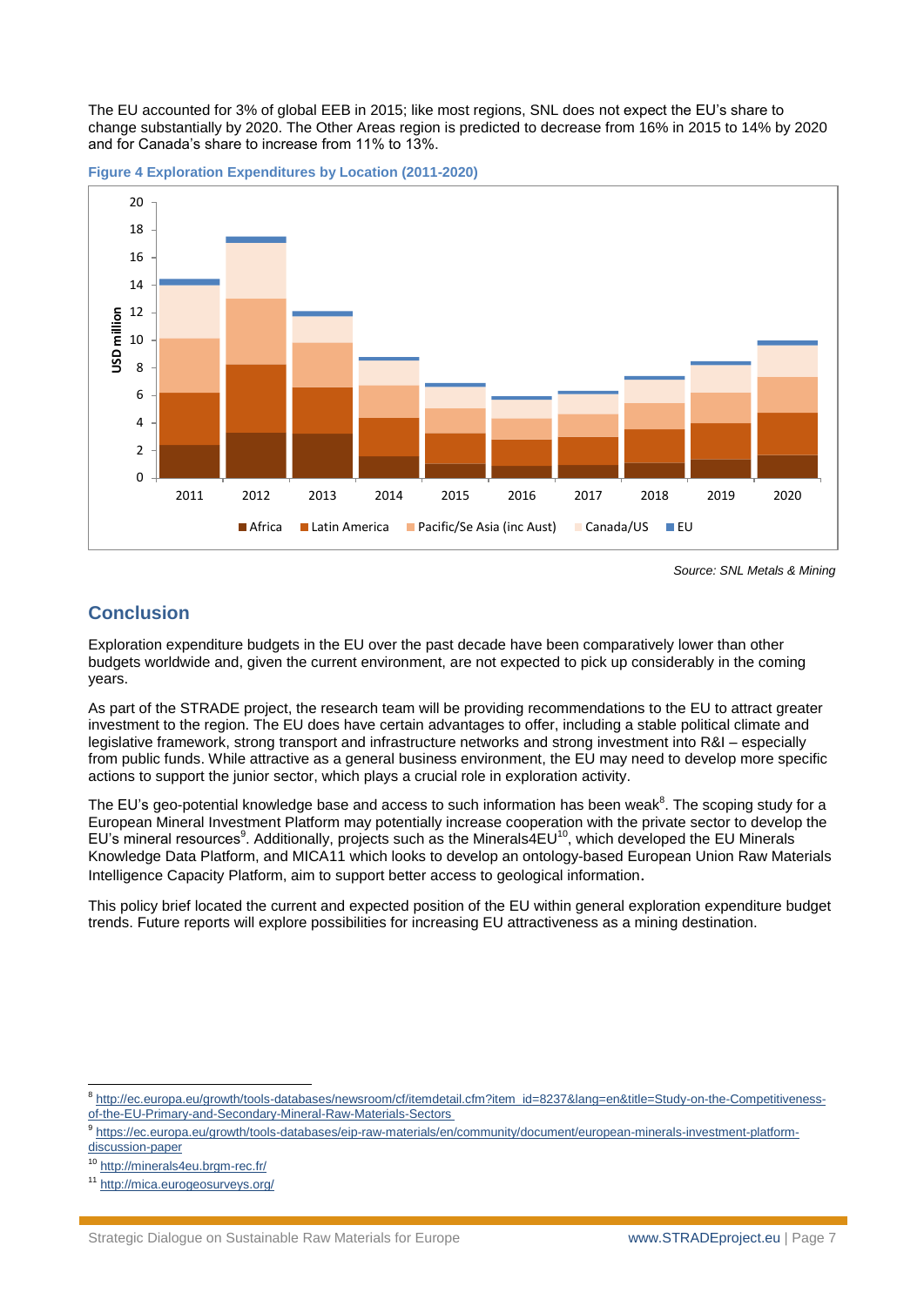The EU accounted for 3% of global EEB in 2015; like most regions, SNL does not expect the EU's share to change substantially by 2020. The Other Areas region is predicted to decrease from 16% in 2015 to 14% by 2020 and for Canada's share to increase from 11% to 13%.

**Figure 4 Exploration Expenditures by Location (2011-2020)**

*Source: SNL Metals & Mining*

## Conclusion

Exploration expenditure budgets in the EU over the past decade have been comparatively lower than other budgets worldwide and, given the current environment, are not expected to pick up considerably in the coming years.

As part of the STRADE project, the research team will be providing recommendations to the EU to attract greater investment to the region. The EU does have certain advantages to offer, including a stable political climate and legislative framework, strong transport and infrastructure networks and strong investment into R&I – especially from public funds. While attractive as a general business environment, the EU may need to develop more specific actions to support the junior sector, which plays a crucial role in exploration activity.

The EU's geo-potential knowledge base and access to such information has been weak[8]. The scoping study for a European Mineral Investment Platform may potentially increase cooperation with the private sector to develop the EU's mineral resources[9]. Additionally, projects such as the Minerals4EU[10], which developed the EU Minerals Knowledge Data Platform, and MICA11 which looks to develop an ontology-based European Union Raw Materials Intelligence Capacity Platform, aim to support better access to geological information.

This policy brief located the current and expected position of the EU within general exploration expenditure budget trends. Future reports will explore possibilities for increasing EU attractiveness as a mining destination.

---

[8] http://ec.europa.eu/growth/tools-databases/newsroom/cf/itemdetail.cfm?item_id=8237&lang=en&title=Study-on-the-Competitiveness-of-the-EU-Primary-and-Secondary-Mineral-Raw-Materials-Sectors

[9] https://ec.europa.eu/growth/tools-databases/eip-raw-materials/en/community/document/european-minerals-investment-platform-discussion-paper

[10] http://minerals4eu.brgm-rec.fr/

[11] http://mica.eurogeosurveys.org/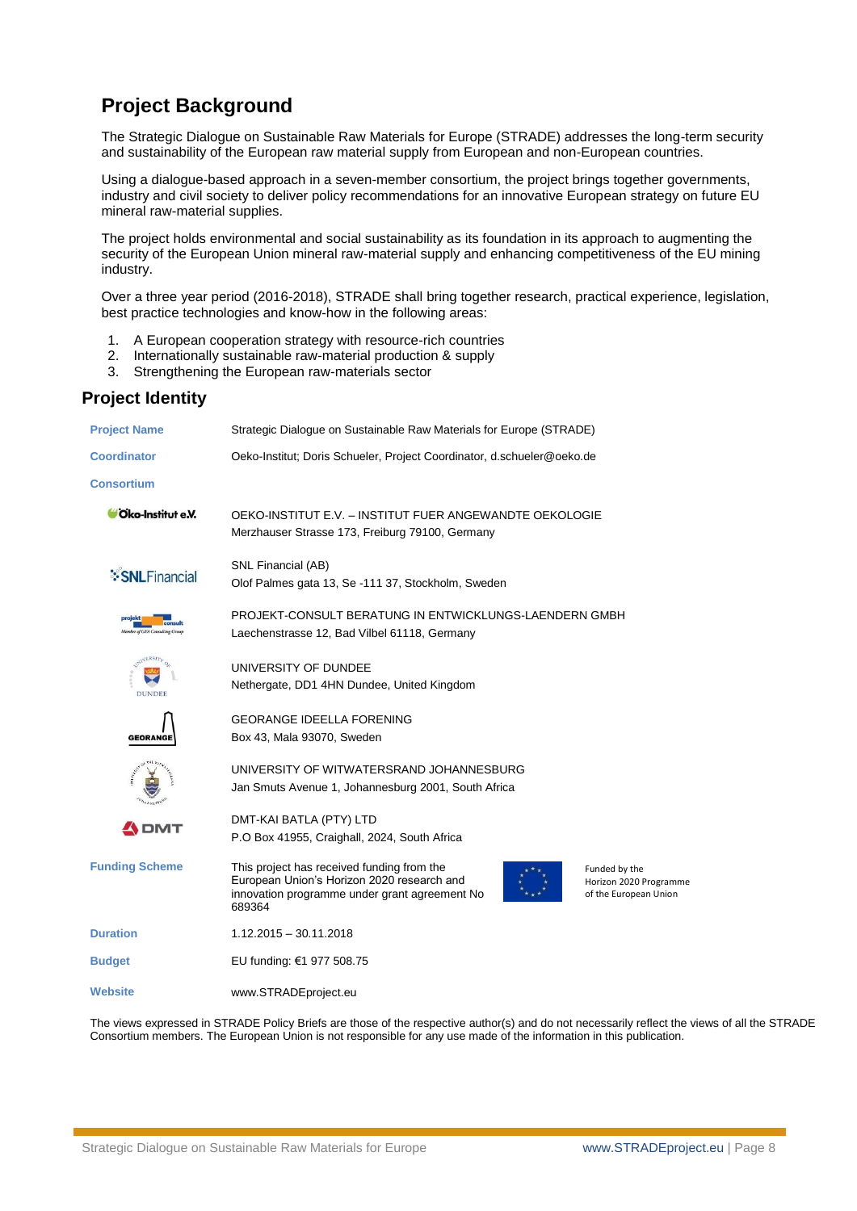## Project Background

The Strategic Dialogue on Sustainable Raw Materials for Europe (STRADE) addresses the long-term security and sustainability of the European raw material supply from European and non-European countries.

Using a dialogue-based approach in a seven-member consortium, the project brings together governments, industry and civil society to deliver policy recommendations for an innovative European strategy on future EU mineral raw-material supplies.

The project holds environmental and social sustainability as its foundation in its approach to augmenting the security of the European Union mineral raw-material supply and enhancing competitiveness of the EU mining industry.

Over a three year period (2016-2018), STRADE shall bring together research, practical experience, legislation, best practice technologies and know-how in the following areas:

1. A European cooperation strategy with resource-rich countries
2. Internationally sustainable raw-material production & supply
3. Strengthening the European raw-materials sector

### Project Identity

| | |
|---|---|
| **Project Name** | Strategic Dialogue on Sustainable Raw Materials for Europe (STRADE) |
| **Coordinator** | Oeko-Institut; Doris Schueler, Project Coordinator, d.schueler@oeko.de |
| **Consortium** | |
| Öko-Institut e.V. | OEKO-INSTITUT E.V. – INSTITUT FUER ANGEWANDTE OEKOLOGIE<br>Merzhauser Strasse 173, Freiburg 79100, Germany |
| SNL Financial | SNL Financial (AB)<br>Olof Palmes gata 13, Se -111 37, Stockholm, Sweden |
| projekt consult | PROJEKT-CONSULT BERATUNG IN ENTWICKLUNGS-LAENDERN GMBH<br>Laechenstrasse 12, Bad Vilbel 61118, Germany |
| University of Dundee | UNIVERSITY OF DUNDEE<br>Nethergate, DD1 4HN Dundee, United Kingdom |
| GEORANGE | GEORANGE IDEELLA FORENING<br>Box 43, Mala 93070, Sweden |
| University of the Witwatersrand | UNIVERSITY OF WITWATERSRAND JOHANNESBURG<br>Jan Smuts Avenue 1, Johannesburg 2001, South Africa |
| DMT | DMT-KAI BATLA (PTY) LTD<br>P.O Box 41955, Craighall, 2024, South Africa |
| **Funding Scheme** | This project has received funding from the European Union's Horizon 2020 research and innovation programme under grant agreement No 689364<br>Funded by the Horizon 2020 Programme of the European Union |
| **Duration** | 1.12.2015 – 30.11.2018 |
| **Budget** | EU funding: €1 977 508.75 |
| **Website** | www.STRADEproject.eu |

The views expressed in STRADE Policy Briefs are those of the respective author(s) and do not necessarily reflect the views of all the STRADE Consortium members. The European Union is not responsible for any use made of the information in this publication.